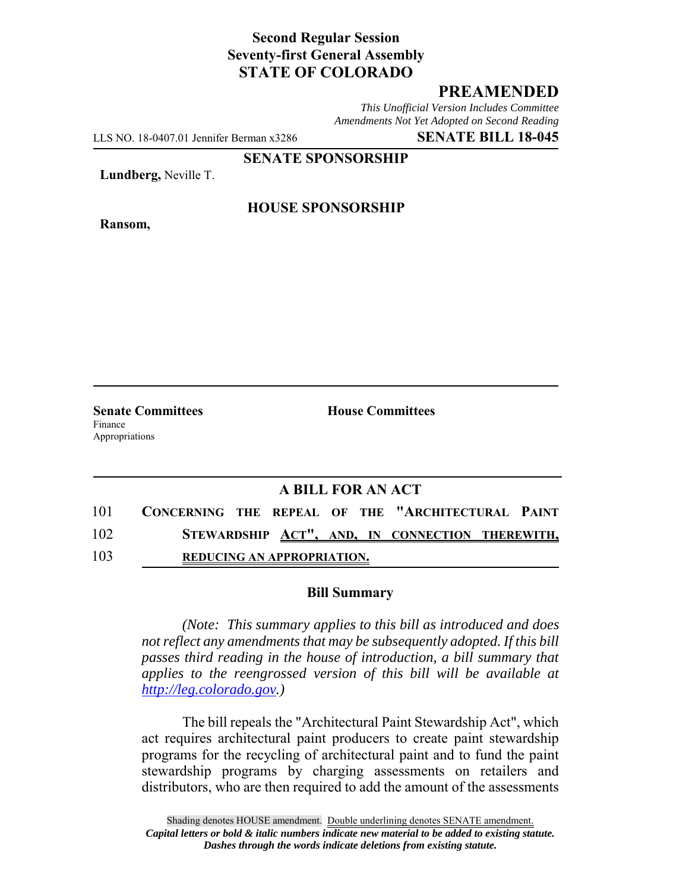**Second Regular Session**
**Seventy-first General Assembly**
**STATE OF COLORADO**

## PREAMENDED

*This Unofficial Version Includes Committee Amendments Not Yet Adopted on Second Reading*

LLS NO. 18-0407.01 Jennifer Berman x3286 **SENATE BILL 18-045**

**SENATE SPONSORSHIP**

**Lundberg,** Neville T.

**HOUSE SPONSORSHIP**

**Ransom,**

**Senate Committees**
Finance
Appropriations

**House Committees**

## A BILL FOR AN ACT

101 **CONCERNING THE REPEAL OF THE "ARCHITECTURAL PAINT**
102 **STEWARDSHIP ACT", AND, IN CONNECTION THEREWITH,**
103 **REDUCING AN APPROPRIATION.**

### Bill Summary

*(Note: This summary applies to this bill as introduced and does not reflect any amendments that may be subsequently adopted. If this bill passes third reading in the house of introduction, a bill summary that applies to the reengrossed version of this bill will be available at http://leg.colorado.gov.)*

The bill repeals the "Architectural Paint Stewardship Act", which act requires architectural paint producers to create paint stewardship programs for the recycling of architectural paint and to fund the paint stewardship programs by charging assessments on retailers and distributors, who are then required to add the amount of the assessments

Shading denotes HOUSE amendment. Double underlining denotes SENATE amendment.
*Capital letters or bold & italic numbers indicate new material to be added to existing statute.*
*Dashes through the words indicate deletions from existing statute.*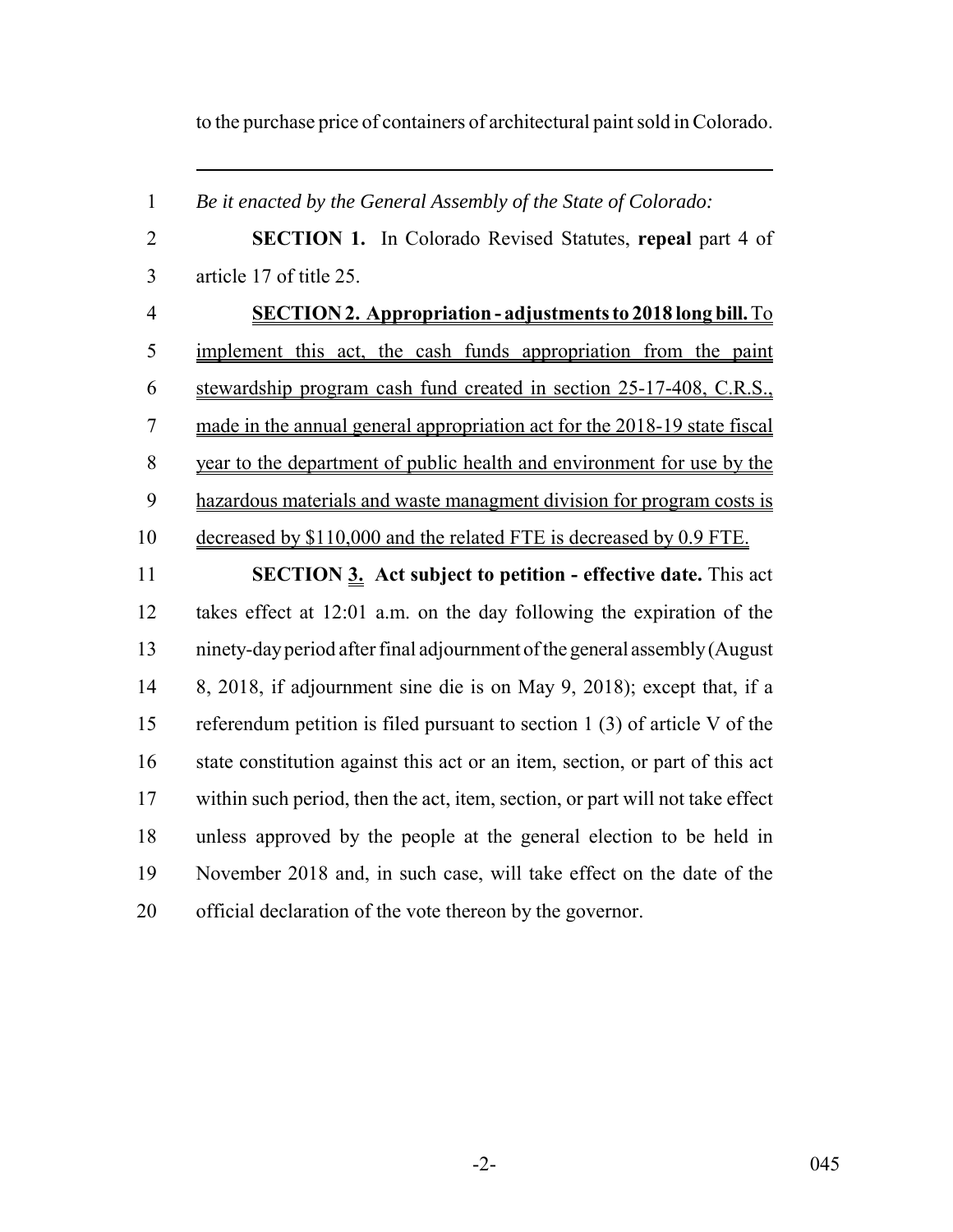to the purchase price of containers of architectural paint sold in Colorado.

---

*Be it enacted by the General Assembly of the State of Colorado:*

**SECTION 1.** In Colorado Revised Statutes, **repeal** part 4 of article 17 of title 25.

**SECTION 2. Appropriation - adjustments to 2018 long bill.** To implement this act, the cash funds appropriation from the paint stewardship program cash fund created in section 25-17-408, C.R.S., made in the annual general appropriation act for the 2018-19 state fiscal year to the department of public health and environment for use by the hazardous materials and waste managment division for program costs is decreased by $110,000 and the related FTE is decreased by 0.9 FTE.

**SECTION 3. Act subject to petition - effective date.** This act takes effect at 12:01 a.m. on the day following the expiration of the ninety-day period after final adjournment of the general assembly (August 8, 2018, if adjournment sine die is on May 9, 2018); except that, if a referendum petition is filed pursuant to section 1 (3) of article V of the state constitution against this act or an item, section, or part of this act within such period, then the act, item, section, or part will not take effect unless approved by the people at the general election to be held in November 2018 and, in such case, will take effect on the date of the official declaration of the vote thereon by the governor.